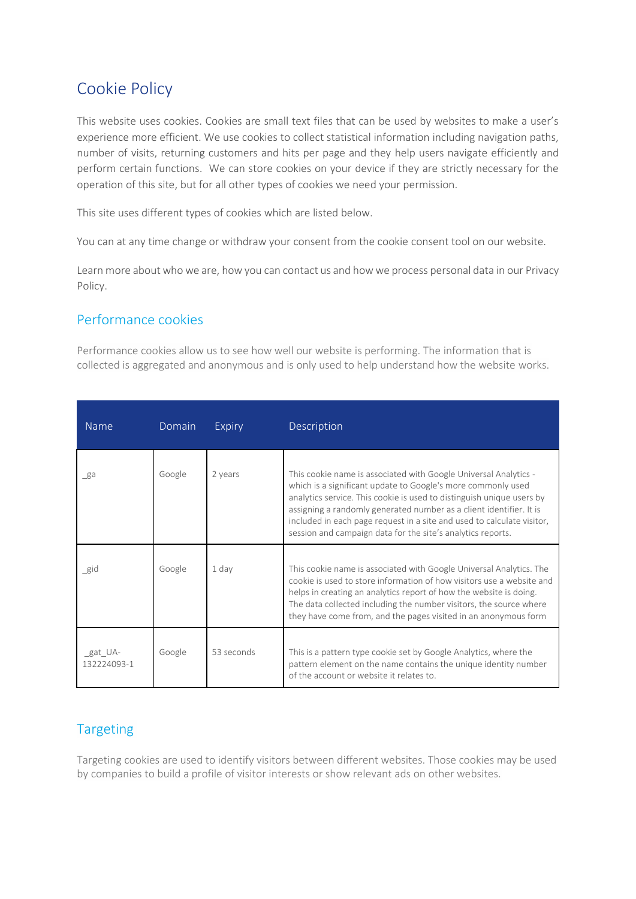# Cookie Policy

This website uses cookies. Cookies are small text files that can be used by websites to make a user's experience more efficient. We use cookies to collect statistical information including navigation paths, number of visits, returning customers and hits per page and they help users navigate efficiently and perform certain functions. We can store cookies on your device if they are strictly necessary for the operation of this site, but for all other types of cookies we need your permission.

This site uses different types of cookies which are listed below.

You can at any time change or withdraw your consent from the cookie consent tool on our website.

Learn more about who we are, how you can contact us and how we process personal data in our Privacy Policy.

## Performance cookies

Performance cookies allow us to see how well our website is performing. The information that is collected is aggregated and anonymous and is only used to help understand how the website works.

| Name | Domain | Expiry | Description |
| --- | --- | --- | --- |
| _ga | Google | 2 years | This cookie name is associated with Google Universal Analytics - which is a significant update to Google's more commonly used analytics service. This cookie is used to distinguish unique users by assigning a randomly generated number as a client identifier. It is included in each page request in a site and used to calculate visitor, session and campaign data for the site's analytics reports. |
| _gid | Google | 1 day | This cookie name is associated with Google Universal Analytics. The cookie is used to store information of how visitors use a website and helps in creating an analytics report of how the website is doing. The data collected including the number visitors, the source where they have come from, and the pages visited in an anonymous form |
| _gat_UA-132224093-1 | Google | 53 seconds | This is a pattern type cookie set by Google Analytics, where the pattern element on the name contains the unique identity number of the account or website it relates to. |

## Targeting

Targeting cookies are used to identify visitors between different websites. Those cookies may be used by companies to build a profile of visitor interests or show relevant ads on other websites.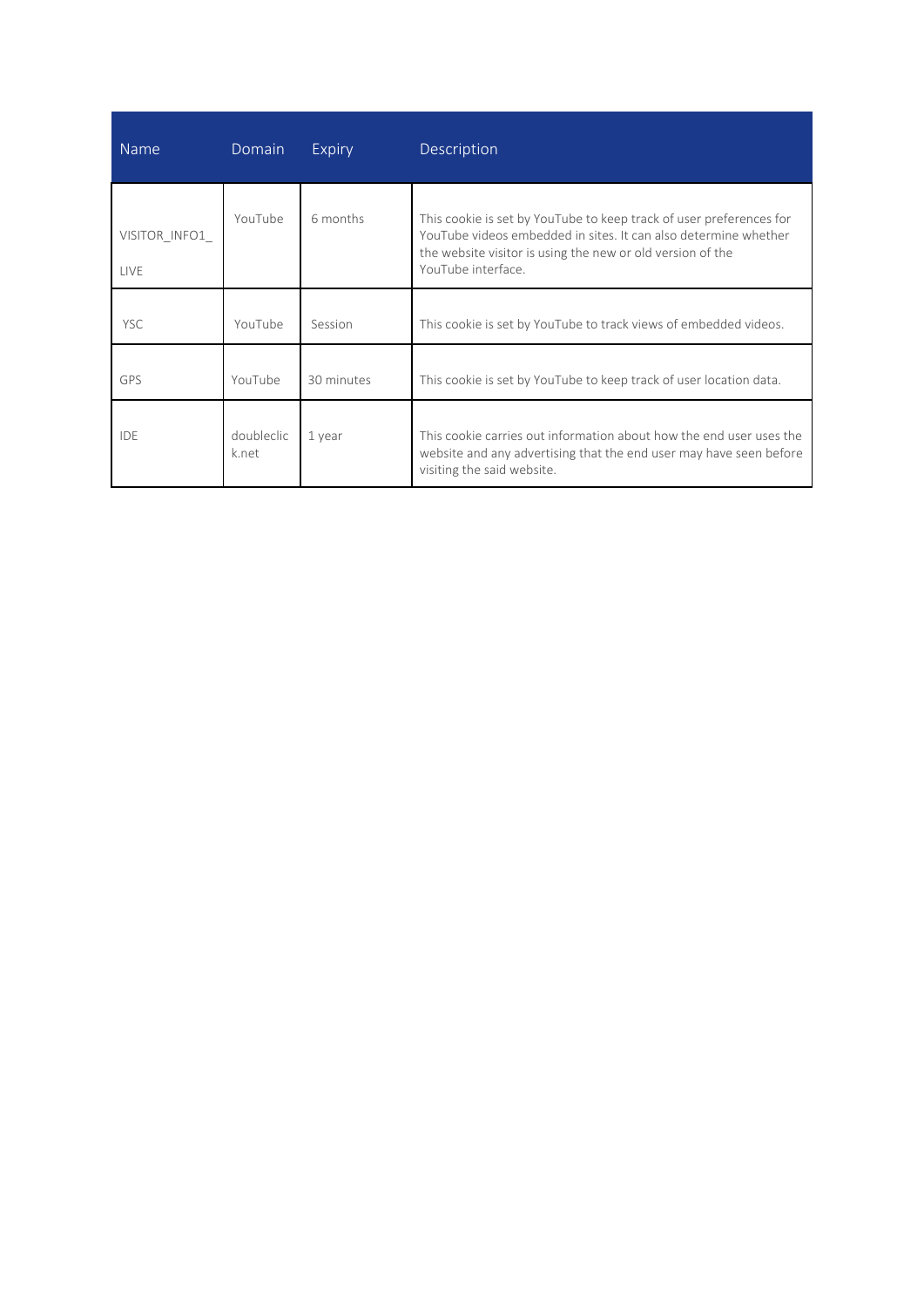| Name | Domain | Expiry | Description |
| --- | --- | --- | --- |
| VISITOR_INFO1_LIVE | YouTube | 6 months | This cookie is set by YouTube to keep track of user preferences for YouTube videos embedded in sites. It can also determine whether the website visitor is using the new or old version of the YouTube interface. |
| YSC | YouTube | Session | This cookie is set by YouTube to track views of embedded videos. |
| GPS | YouTube | 30 minutes | This cookie is set by YouTube to keep track of user location data. |
| IDE | doubleclick.net | 1 year | This cookie carries out information about how the end user uses the website and any advertising that the end user may have seen before visiting the said website. |